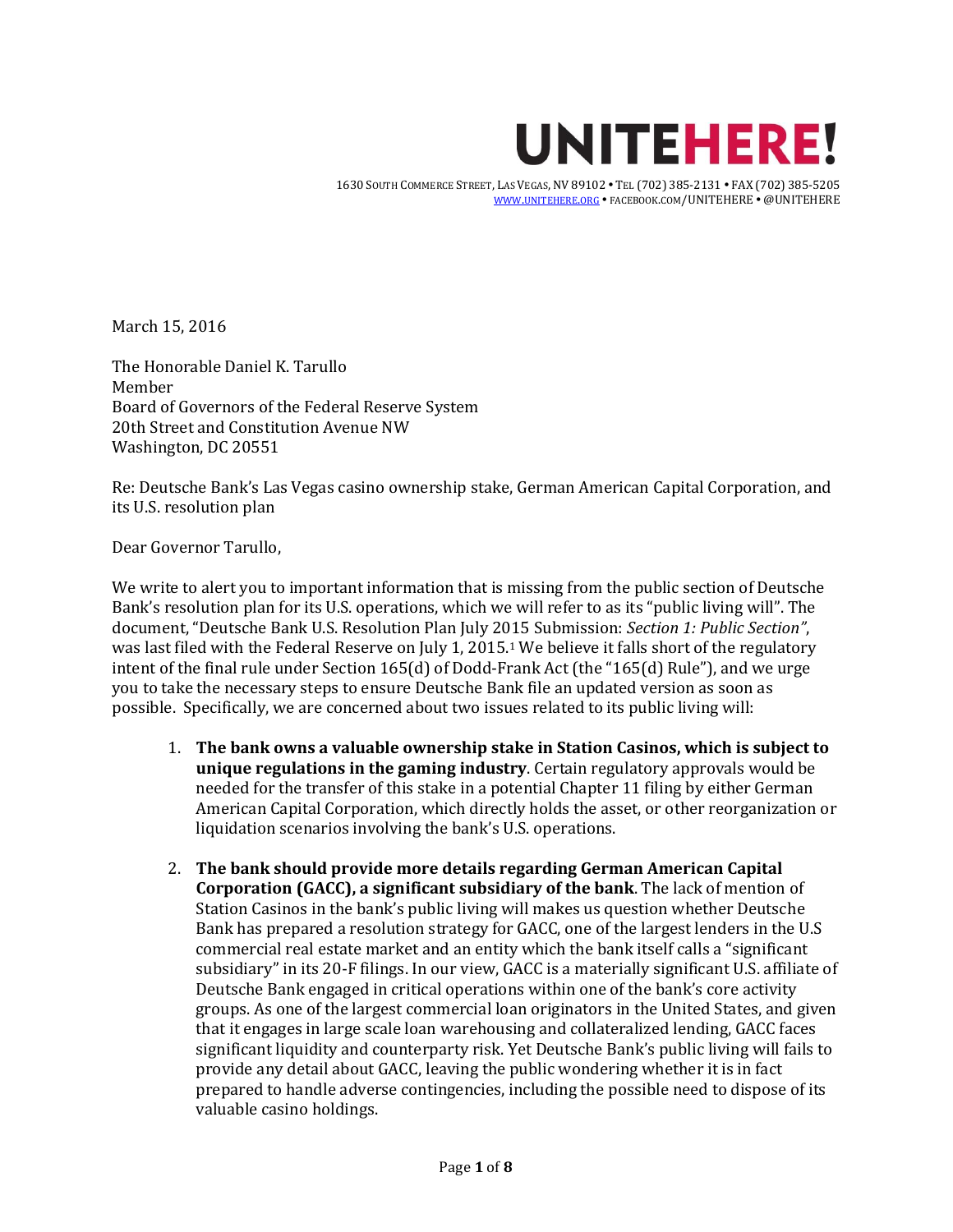# UNITEHERE!

1630 SOUTH COMMERCE STREET, LAS VEGAS, NV 89102 • TEL (702) 385-2131 • FAX (702) 385-5205
WWW.UNITEHERE.ORG • FACEBOOK.COM/UNITEHERE • @UNITEHERE

March 15, 2016

The Honorable Daniel K. Tarullo
Member
Board of Governors of the Federal Reserve System
20th Street and Constitution Avenue NW
Washington, DC 20551

Re: Deutsche Bank's Las Vegas casino ownership stake, German American Capital Corporation, and its U.S. resolution plan

Dear Governor Tarullo,

We write to alert you to important information that is missing from the public section of Deutsche Bank's resolution plan for its U.S. operations, which we will refer to as its "public living will". The document, "Deutsche Bank U.S. Resolution Plan July 2015 Submission: *Section 1: Public Section"*, was last filed with the Federal Reserve on July 1, 2015.[1] We believe it falls short of the regulatory intent of the final rule under Section 165(d) of Dodd-Frank Act (the "165(d) Rule"), and we urge you to take the necessary steps to ensure Deutsche Bank file an updated version as soon as possible. Specifically, we are concerned about two issues related to its public living will:

1. **The bank owns a valuable ownership stake in Station Casinos, which is subject to unique regulations in the gaming industry**. Certain regulatory approvals would be needed for the transfer of this stake in a potential Chapter 11 filing by either German American Capital Corporation, which directly holds the asset, or other reorganization or liquidation scenarios involving the bank's U.S. operations.

2. **The bank should provide more details regarding German American Capital Corporation (GACC), a significant subsidiary of the bank**. The lack of mention of Station Casinos in the bank's public living will makes us question whether Deutsche Bank has prepared a resolution strategy for GACC, one of the largest lenders in the U.S commercial real estate market and an entity which the bank itself calls a "significant subsidiary" in its 20-F filings. In our view, GACC is a materially significant U.S. affiliate of Deutsche Bank engaged in critical operations within one of the bank's core activity groups. As one of the largest commercial loan originators in the United States, and given that it engages in large scale loan warehousing and collateralized lending, GACC faces significant liquidity and counterparty risk. Yet Deutsche Bank's public living will fails to provide any detail about GACC, leaving the public wondering whether it is in fact prepared to handle adverse contingencies, including the possible need to dispose of its valuable casino holdings.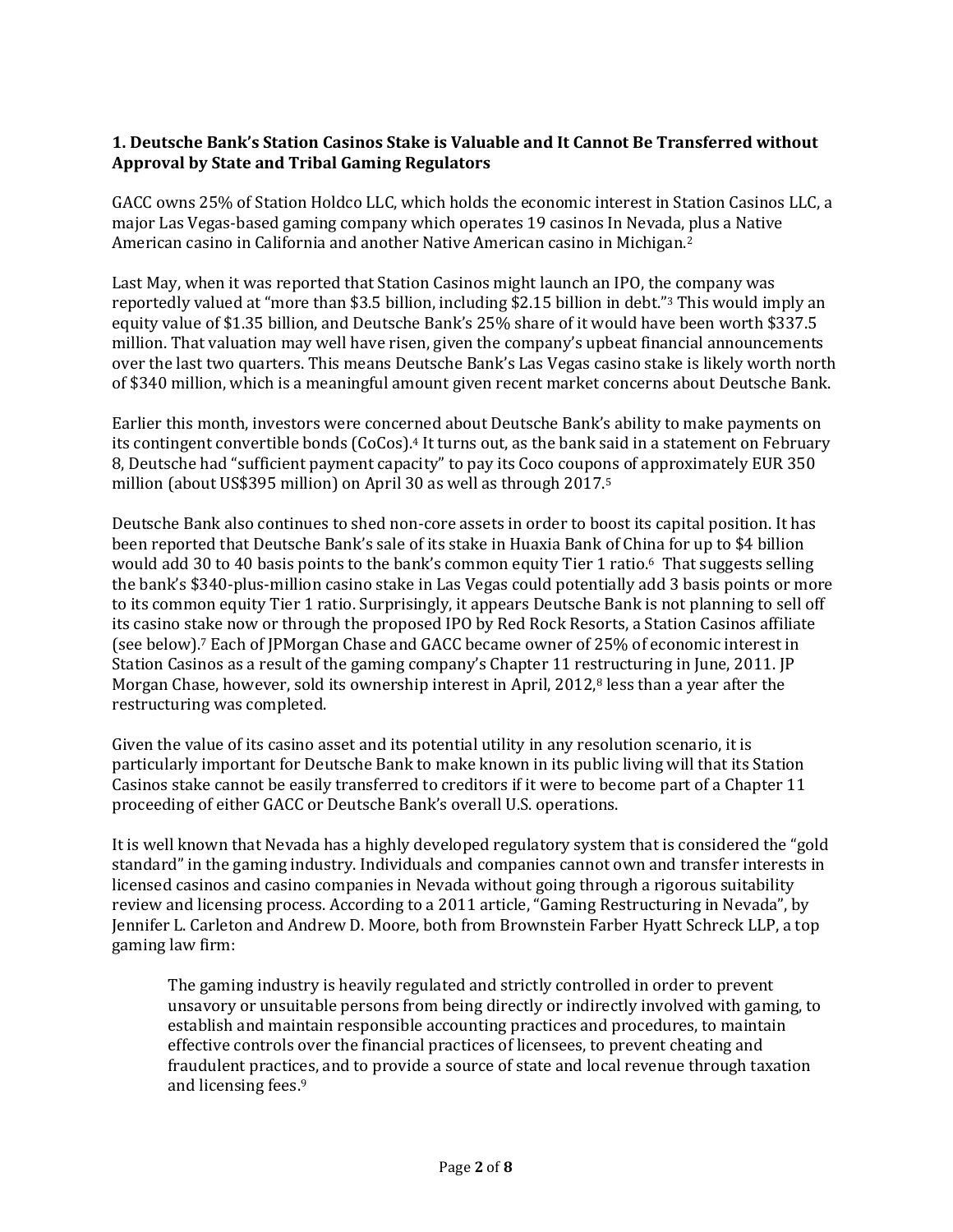**1. Deutsche Bank's Station Casinos Stake is Valuable and It Cannot Be Transferred without Approval by State and Tribal Gaming Regulators**

GACC owns 25% of Station Holdco LLC, which holds the economic interest in Station Casinos LLC, a major Las Vegas-based gaming company which operates 19 casinos In Nevada, plus a Native American casino in California and another Native American casino in Michigan.[2]

Last May, when it was reported that Station Casinos might launch an IPO, the company was reportedly valued at "more than $3.5 billion, including $2.15 billion in debt."[3] This would imply an equity value of $1.35 billion, and Deutsche Bank's 25% share of it would have been worth $337.5 million. That valuation may well have risen, given the company's upbeat financial announcements over the last two quarters. This means Deutsche Bank's Las Vegas casino stake is likely worth north of $340 million, which is a meaningful amount given recent market concerns about Deutsche Bank.

Earlier this month, investors were concerned about Deutsche Bank's ability to make payments on its contingent convertible bonds (CoCos).[4] It turns out, as the bank said in a statement on February 8, Deutsche had "sufficient payment capacity" to pay its Coco coupons of approximately EUR 350 million (about US$395 million) on April 30 as well as through 2017.[5]

Deutsche Bank also continues to shed non-core assets in order to boost its capital position. It has been reported that Deutsche Bank's sale of its stake in Huaxia Bank of China for up to $4 billion would add 30 to 40 basis points to the bank's common equity Tier 1 ratio.[6] That suggests selling the bank's $340-plus-million casino stake in Las Vegas could potentially add 3 basis points or more to its common equity Tier 1 ratio. Surprisingly, it appears Deutsche Bank is not planning to sell off its casino stake now or through the proposed IPO by Red Rock Resorts, a Station Casinos affiliate (see below).[7] Each of JPMorgan Chase and GACC became owner of 25% of economic interest in Station Casinos as a result of the gaming company's Chapter 11 restructuring in June, 2011. JP Morgan Chase, however, sold its ownership interest in April, 2012,[8] less than a year after the restructuring was completed.

Given the value of its casino asset and its potential utility in any resolution scenario, it is particularly important for Deutsche Bank to make known in its public living will that its Station Casinos stake cannot be easily transferred to creditors if it were to become part of a Chapter 11 proceeding of either GACC or Deutsche Bank's overall U.S. operations.

It is well known that Nevada has a highly developed regulatory system that is considered the "gold standard" in the gaming industry. Individuals and companies cannot own and transfer interests in licensed casinos and casino companies in Nevada without going through a rigorous suitability review and licensing process. According to a 2011 article, "Gaming Restructuring in Nevada", by Jennifer L. Carleton and Andrew D. Moore, both from Brownstein Farber Hyatt Schreck LLP, a top gaming law firm:

> The gaming industry is heavily regulated and strictly controlled in order to prevent unsavory or unsuitable persons from being directly or indirectly involved with gaming, to establish and maintain responsible accounting practices and procedures, to maintain effective controls over the financial practices of licensees, to prevent cheating and fraudulent practices, and to provide a source of state and local revenue through taxation and licensing fees.[9]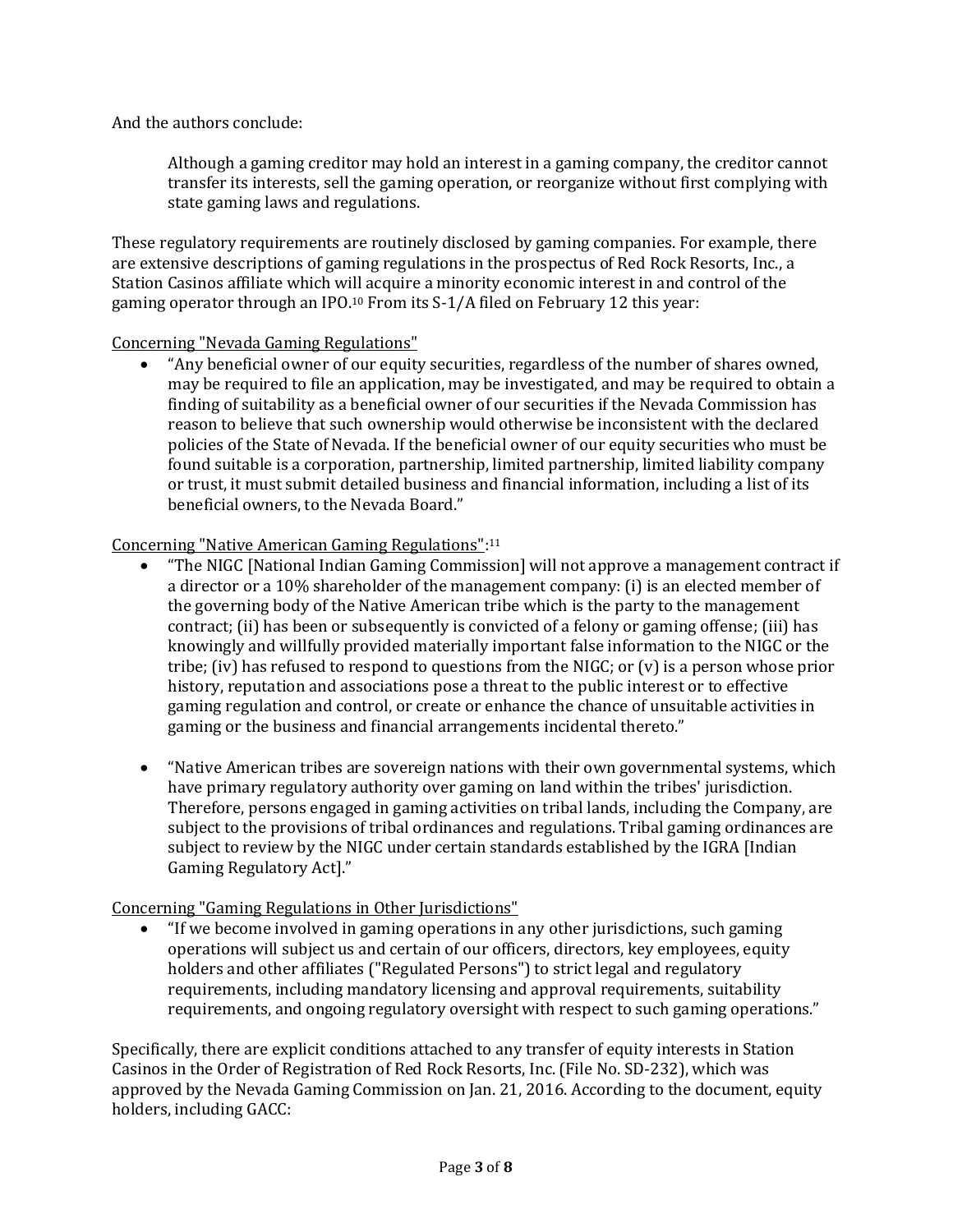And the authors conclude:

> Although a gaming creditor may hold an interest in a gaming company, the creditor cannot transfer its interests, sell the gaming operation, or reorganize without first complying with state gaming laws and regulations.

These regulatory requirements are routinely disclosed by gaming companies. For example, there are extensive descriptions of gaming regulations in the prospectus of Red Rock Resorts, Inc., a Station Casinos affiliate which will acquire a minority economic interest in and control of the gaming operator through an IPO.[10] From its S-1/A filed on February 12 this year:

<u>Concerning "Nevada Gaming Regulations"</u>

- "Any beneficial owner of our equity securities, regardless of the number of shares owned, may be required to file an application, may be investigated, and may be required to obtain a finding of suitability as a beneficial owner of our securities if the Nevada Commission has reason to believe that such ownership would otherwise be inconsistent with the declared policies of the State of Nevada. If the beneficial owner of our equity securities who must be found suitable is a corporation, partnership, limited partnership, limited liability company or trust, it must submit detailed business and financial information, including a list of its beneficial owners, to the Nevada Board."

<u>Concerning "Native American Gaming Regulations"</u>:[11]

- "The NIGC [National Indian Gaming Commission] will not approve a management contract if a director or a 10% shareholder of the management company: (i) is an elected member of the governing body of the Native American tribe which is the party to the management contract; (ii) has been or subsequently is convicted of a felony or gaming offense; (iii) has knowingly and willfully provided materially important false information to the NIGC or the tribe; (iv) has refused to respond to questions from the NIGC; or (v) is a person whose prior history, reputation and associations pose a threat to the public interest or to effective gaming regulation and control, or create or enhance the chance of unsuitable activities in gaming or the business and financial arrangements incidental thereto."

- "Native American tribes are sovereign nations with their own governmental systems, which have primary regulatory authority over gaming on land within the tribes' jurisdiction. Therefore, persons engaged in gaming activities on tribal lands, including the Company, are subject to the provisions of tribal ordinances and regulations. Tribal gaming ordinances are subject to review by the NIGC under certain standards established by the IGRA [Indian Gaming Regulatory Act]."

<u>Concerning "Gaming Regulations in Other Jurisdictions"</u>

- "If we become involved in gaming operations in any other jurisdictions, such gaming operations will subject us and certain of our officers, directors, key employees, equity holders and other affiliates ("Regulated Persons") to strict legal and regulatory requirements, including mandatory licensing and approval requirements, suitability requirements, and ongoing regulatory oversight with respect to such gaming operations."

Specifically, there are explicit conditions attached to any transfer of equity interests in Station Casinos in the Order of Registration of Red Rock Resorts, Inc. (File No. SD-232), which was approved by the Nevada Gaming Commission on Jan. 21, 2016. According to the document, equity holders, including GACC: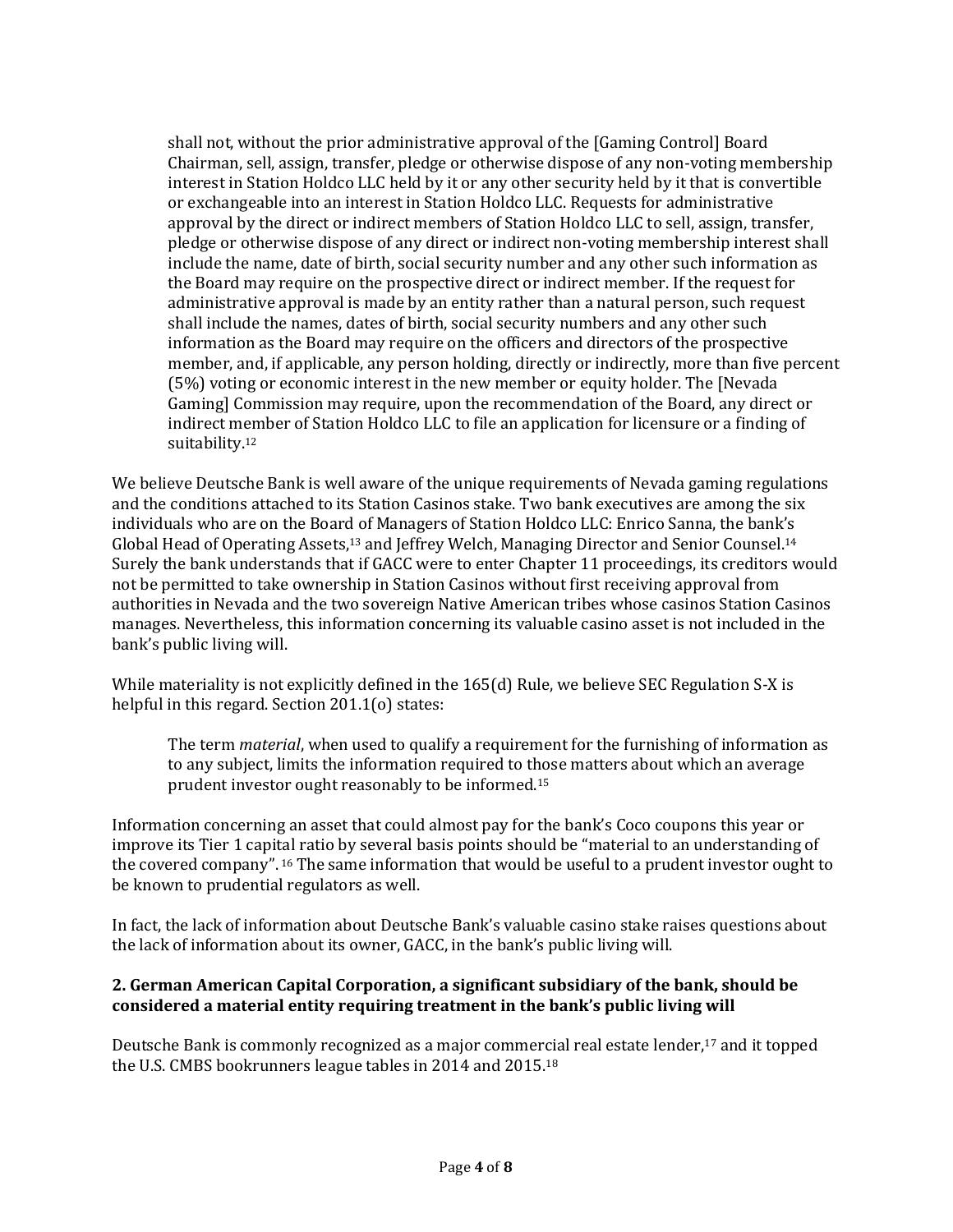> shall not, without the prior administrative approval of the [Gaming Control] Board Chairman, sell, assign, transfer, pledge or otherwise dispose of any non-voting membership interest in Station Holdco LLC held by it or any other security held by it that is convertible or exchangeable into an interest in Station Holdco LLC. Requests for administrative approval by the direct or indirect members of Station Holdco LLC to sell, assign, transfer, pledge or otherwise dispose of any direct or indirect non-voting membership interest shall include the name, date of birth, social security number and any other such information as the Board may require on the prospective direct or indirect member. If the request for administrative approval is made by an entity rather than a natural person, such request shall include the names, dates of birth, social security numbers and any other such information as the Board may require on the officers and directors of the prospective member, and, if applicable, any person holding, directly or indirectly, more than five percent (5%) voting or economic interest in the new member or equity holder. The [Nevada Gaming] Commission may require, upon the recommendation of the Board, any direct or indirect member of Station Holdco LLC to file an application for licensure or a finding of suitability.[12]

We believe Deutsche Bank is well aware of the unique requirements of Nevada gaming regulations and the conditions attached to its Station Casinos stake. Two bank executives are among the six individuals who are on the Board of Managers of Station Holdco LLC: Enrico Sanna, the bank's Global Head of Operating Assets,[13] and Jeffrey Welch, Managing Director and Senior Counsel.[14] Surely the bank understands that if GACC were to enter Chapter 11 proceedings, its creditors would not be permitted to take ownership in Station Casinos without first receiving approval from authorities in Nevada and the two sovereign Native American tribes whose casinos Station Casinos manages. Nevertheless, this information concerning its valuable casino asset is not included in the bank's public living will.

While materiality is not explicitly defined in the 165(d) Rule, we believe SEC Regulation S-X is helpful in this regard. Section 201.1(o) states:

> The term *material*, when used to qualify a requirement for the furnishing of information as to any subject, limits the information required to those matters about which an average prudent investor ought reasonably to be informed.[15]

Information concerning an asset that could almost pay for the bank's Coco coupons this year or improve its Tier 1 capital ratio by several basis points should be "material to an understanding of the covered company".[16] The same information that would be useful to a prudent investor ought to be known to prudential regulators as well.

In fact, the lack of information about Deutsche Bank's valuable casino stake raises questions about the lack of information about its owner, GACC, in the bank's public living will.

### 2. German American Capital Corporation, a significant subsidiary of the bank, should be considered a material entity requiring treatment in the bank's public living will

Deutsche Bank is commonly recognized as a major commercial real estate lender,[17] and it topped the U.S. CMBS bookrunners league tables in 2014 and 2015.[18]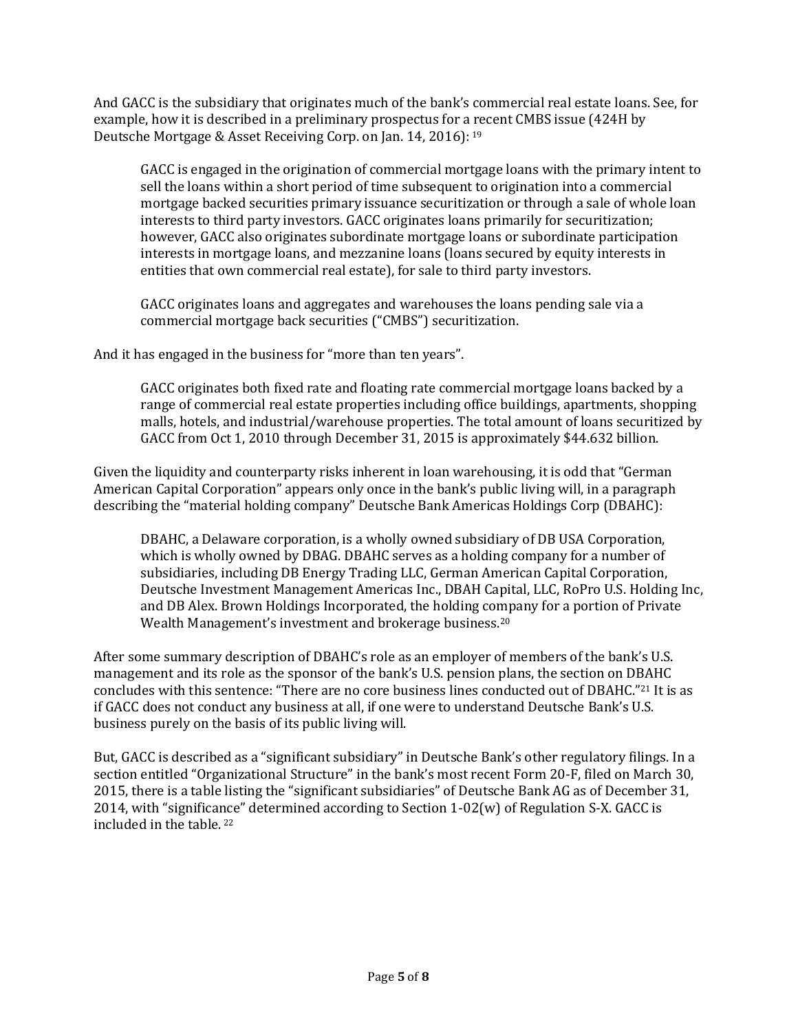And GACC is the subsidiary that originates much of the bank's commercial real estate loans. See, for example, how it is described in a preliminary prospectus for a recent CMBS issue (424H by Deutsche Mortgage & Asset Receiving Corp. on Jan. 14, 2016): [19]

> GACC is engaged in the origination of commercial mortgage loans with the primary intent to sell the loans within a short period of time subsequent to origination into a commercial mortgage backed securities primary issuance securitization or through a sale of whole loan interests to third party investors. GACC originates loans primarily for securitization; however, GACC also originates subordinate mortgage loans or subordinate participation interests in mortgage loans, and mezzanine loans (loans secured by equity interests in entities that own commercial real estate), for sale to third party investors.
>
> GACC originates loans and aggregates and warehouses the loans pending sale via a commercial mortgage back securities ("CMBS") securitization.

And it has engaged in the business for "more than ten years".

> GACC originates both fixed rate and floating rate commercial mortgage loans backed by a range of commercial real estate properties including office buildings, apartments, shopping malls, hotels, and industrial/warehouse properties. The total amount of loans securitized by GACC from Oct 1, 2010 through December 31, 2015 is approximately $44.632 billion.

Given the liquidity and counterparty risks inherent in loan warehousing, it is odd that "German American Capital Corporation" appears only once in the bank's public living will, in a paragraph describing the "material holding company" Deutsche Bank Americas Holdings Corp (DBAHC):

> DBAHC, a Delaware corporation, is a wholly owned subsidiary of DB USA Corporation, which is wholly owned by DBAG. DBAHC serves as a holding company for a number of subsidiaries, including DB Energy Trading LLC, German American Capital Corporation, Deutsche Investment Management Americas Inc., DBAH Capital, LLC, RoPro U.S. Holding Inc, and DB Alex. Brown Holdings Incorporated, the holding company for a portion of Private Wealth Management's investment and brokerage business.[20]

After some summary description of DBAHC's role as an employer of members of the bank's U.S. management and its role as the sponsor of the bank's U.S. pension plans, the section on DBAHC concludes with this sentence: "There are no core business lines conducted out of DBAHC."[21] It is as if GACC does not conduct any business at all, if one were to understand Deutsche Bank's U.S. business purely on the basis of its public living will.

But, GACC is described as a "significant subsidiary" in Deutsche Bank's other regulatory filings. In a section entitled "Organizational Structure" in the bank's most recent Form 20-F, filed on March 30, 2015, there is a table listing the "significant subsidiaries" of Deutsche Bank AG as of December 31, 2014, with "significance" determined according to Section 1-02(w) of Regulation S-X. GACC is included in the table. [22]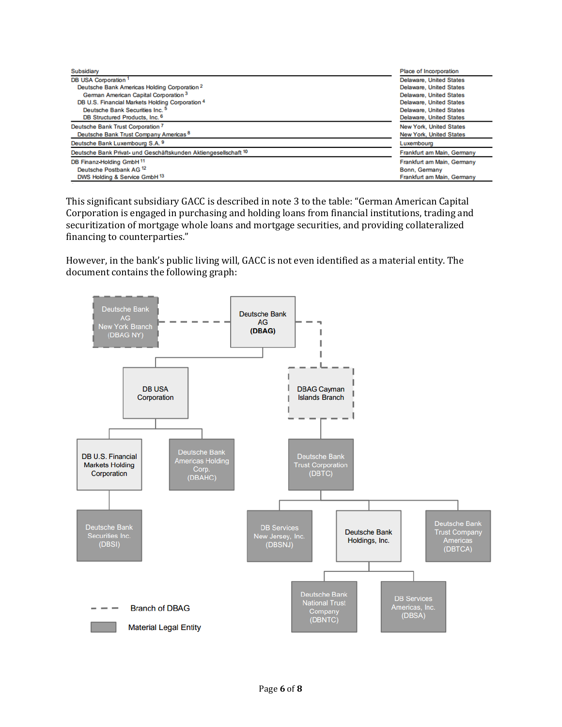| Subsidiary | Place of Incorporation |
|---|---|
| DB USA Corporation [1] | Delaware, United States |
| Deutsche Bank Americas Holding Corporation [2] | Delaware, United States |
| German American Capital Corporation [3] | Delaware, United States |
| DB U.S. Financial Markets Holding Corporation [4] | Delaware, United States |
| Deutsche Bank Securities Inc. [5] | Delaware, United States |
| DB Structured Products, Inc. [6] | Delaware, United States |
| Deutsche Bank Trust Corporation [7] | New York, United States |
| Deutsche Bank Trust Company Americas [8] | New York, United States |
| Deutsche Bank Luxembourg S.A. [9] | Luxembourg |
| Deutsche Bank Privat- und Geschäftskunden Aktiengesellschaft [10] | Frankfurt am Main, Germany |
| DB Finanz-Holding GmbH [11] | Frankfurt am Main, Germany |
| Deutsche Postbank AG [12] | Bonn, Germany |
| DWS Holding & Service GmbH [13] | Frankfurt am Main, Germany |

This significant subsidiary GACC is described in note 3 to the table: "German American Capital Corporation is engaged in purchasing and holding loans from financial institutions, trading and securitization of mortgage whole loans and mortgage securities, and providing collateralized financing to counterparties."

However, in the bank's public living will, GACC is not even identified as a material entity. The document contains the following graph:

- Deutsche Bank AG (DBAG)
  - Deutsche Bank AG New York Branch (DBAG NY)
  - DB USA Corporation
    - DB U.S. Financial Markets Holding Corporation
      - Deutsche Bank Securities Inc. (DBSI)
    - Deutsche Bank Americas Holding Corp. (DBAHC)
  - DBAG Cayman Islands Branch
    - Deutsche Bank Trust Corporation (DBTC)
      - DB Services New Jersey, Inc. (DBSNJ)
      - Deutsche Bank Holdings, Inc.
        - Deutsche Bank National Trust Company (DBNTC)
        - DB Services Americas, Inc. (DBSA)
      - Deutsche Bank Trust Company Americas (DBTCA)

Branch of DBAG

Material Legal Entity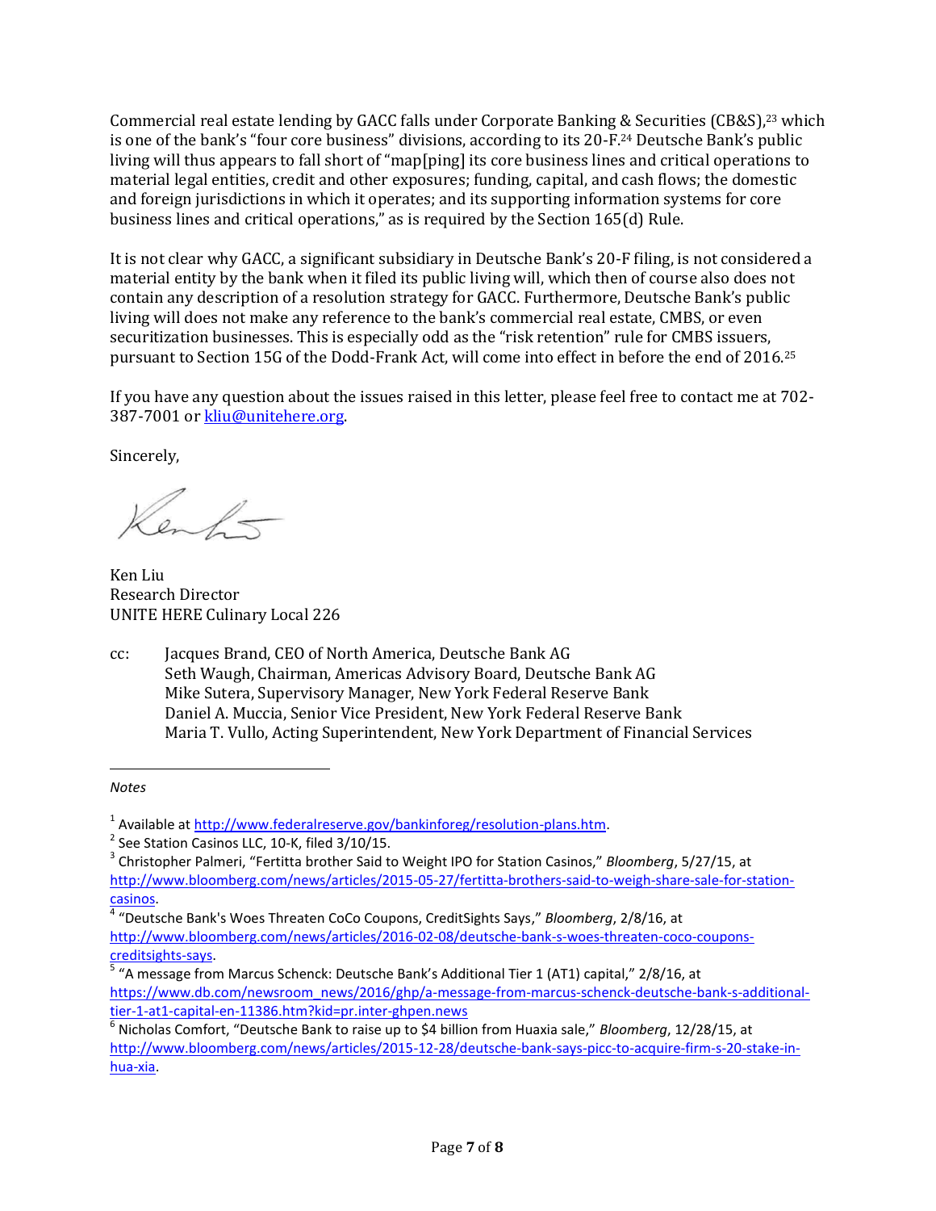Commercial real estate lending by GACC falls under Corporate Banking & Securities (CB&S),[23] which is one of the bank's "four core business" divisions, according to its 20-F.[24] Deutsche Bank's public living will thus appears to fall short of "map[ping] its core business lines and critical operations to material legal entities, credit and other exposures; funding, capital, and cash flows; the domestic and foreign jurisdictions in which it operates; and its supporting information systems for core business lines and critical operations," as is required by the Section 165(d) Rule.

It is not clear why GACC, a significant subsidiary in Deutsche Bank's 20-F filing, is not considered a material entity by the bank when it filed its public living will, which then of course also does not contain any description of a resolution strategy for GACC. Furthermore, Deutsche Bank's public living will does not make any reference to the bank's commercial real estate, CMBS, or even securitization businesses. This is especially odd as the "risk retention" rule for CMBS issuers, pursuant to Section 15G of the Dodd-Frank Act, will come into effect in before the end of 2016.[25]

If you have any question about the issues raised in this letter, please feel free to contact me at 702-387-7001 or kliu@unitehere.org.

Sincerely,

Ken Liu
Research Director
UNITE HERE Culinary Local 226

cc: Jacques Brand, CEO of North America, Deutsche Bank AG
Seth Waugh, Chairman, Americas Advisory Board, Deutsche Bank AG
Mike Sutera, Supervisory Manager, New York Federal Reserve Bank
Daniel A. Muccia, Senior Vice President, New York Federal Reserve Bank
Maria T. Vullo, Acting Superintendent, New York Department of Financial Services

*Notes*

[1] Available at http://www.federalreserve.gov/bankinforeg/resolution-plans.htm.

[2] See Station Casinos LLC, 10-K, filed 3/10/15.

[3] Christopher Palmeri, "Fertitta brother Said to Weight IPO for Station Casinos," *Bloomberg*, 5/27/15, at http://www.bloomberg.com/news/articles/2015-05-27/fertitta-brothers-said-to-weigh-share-sale-for-station-casinos.

[4] "Deutsche Bank's Woes Threaten CoCo Coupons, CreditSights Says," *Bloomberg*, 2/8/16, at http://www.bloomberg.com/news/articles/2016-02-08/deutsche-bank-s-woes-threaten-coco-coupons-creditsights-says.

[5] "A message from Marcus Schenck: Deutsche Bank's Additional Tier 1 (AT1) capital," 2/8/16, at https://www.db.com/newsroom_news/2016/ghp/a-message-from-marcus-schenck-deutsche-bank-s-additional-tier-1-at1-capital-en-11386.htm?kid=pr.inter-ghpen.news

[6] Nicholas Comfort, "Deutsche Bank to raise up to $4 billion from Huaxia sale," *Bloomberg*, 12/28/15, at http://www.bloomberg.com/news/articles/2015-12-28/deutsche-bank-says-picc-to-acquire-firm-s-20-stake-in-hua-xia.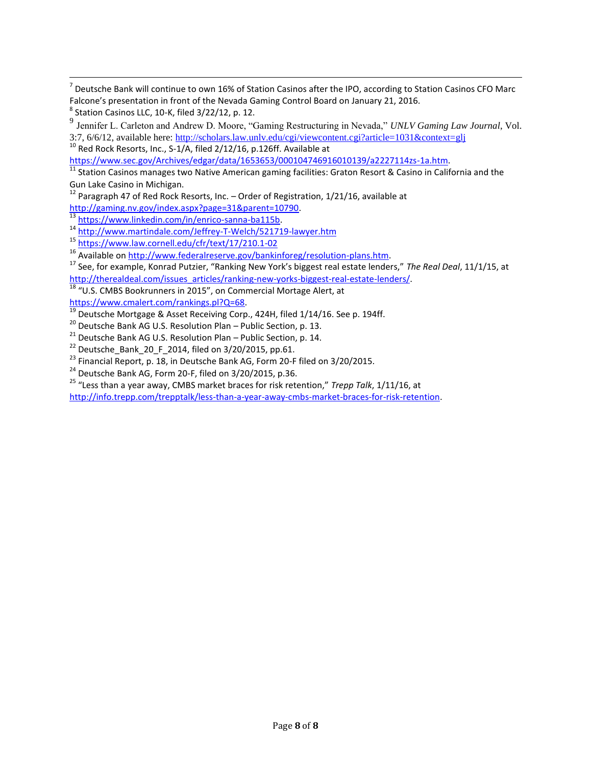[7] Deutsche Bank will continue to own 16% of Station Casinos after the IPO, according to Station Casinos CFO Marc Falcone's presentation in front of the Nevada Gaming Control Board on January 21, 2016.

[8] Station Casinos LLC, 10-K, filed 3/22/12, p. 12.

[9] Jennifer L. Carleton and Andrew D. Moore, "Gaming Restructuring in Nevada," *UNLV Gaming Law Journal*, Vol. 3:7, 6/6/12, available here: http://scholars.law.unlv.edu/cgi/viewcontent.cgi?article=1031&context=glj

[10] Red Rock Resorts, Inc., S-1/A, filed 2/12/16, p.126ff. Available at https://www.sec.gov/Archives/edgar/data/1653653/000104746916010139/a2227114zs-1a.htm.

[11] Station Casinos manages two Native American gaming facilities: Graton Resort & Casino in California and the Gun Lake Casino in Michigan.

[12] Paragraph 47 of Red Rock Resorts, Inc. – Order of Registration, 1/21/16, available at http://gaming.nv.gov/index.aspx?page=31&parent=10790.

[13] https://www.linkedin.com/in/enrico-sanna-ba115b.

[14] http://www.martindale.com/Jeffrey-T-Welch/521719-lawyer.htm

[15] https://www.law.cornell.edu/cfr/text/17/210.1-02

[16] Available on http://www.federalreserve.gov/bankinforeg/resolution-plans.htm.

[17] See, for example, Konrad Putzier, "Ranking New York's biggest real estate lenders," *The Real Deal*, 11/1/15, at http://therealdeal.com/issues_articles/ranking-new-yorks-biggest-real-estate-lenders/.

[18] "U.S. CMBS Bookrunners in 2015", on Commercial Mortage Alert, at https://www.cmalert.com/rankings.pl?Q=68.

[19] Deutsche Mortgage & Asset Receiving Corp., 424H, filed 1/14/16. See p. 194ff.

[20] Deutsche Bank AG U.S. Resolution Plan – Public Section, p. 13.

[21] Deutsche Bank AG U.S. Resolution Plan – Public Section, p. 14.

[22] Deutsche_Bank_20_F_2014, filed on 3/20/2015, pp.61.

[23] Financial Report, p. 18, in Deutsche Bank AG, Form 20-F filed on 3/20/2015.

[24] Deutsche Bank AG, Form 20-F, filed on 3/20/2015, p.36.

[25] "Less than a year away, CMBS market braces for risk retention," *Trepp Talk*, 1/11/16, at http://info.trepp.com/trepptalk/less-than-a-year-away-cmbs-market-braces-for-risk-retention.